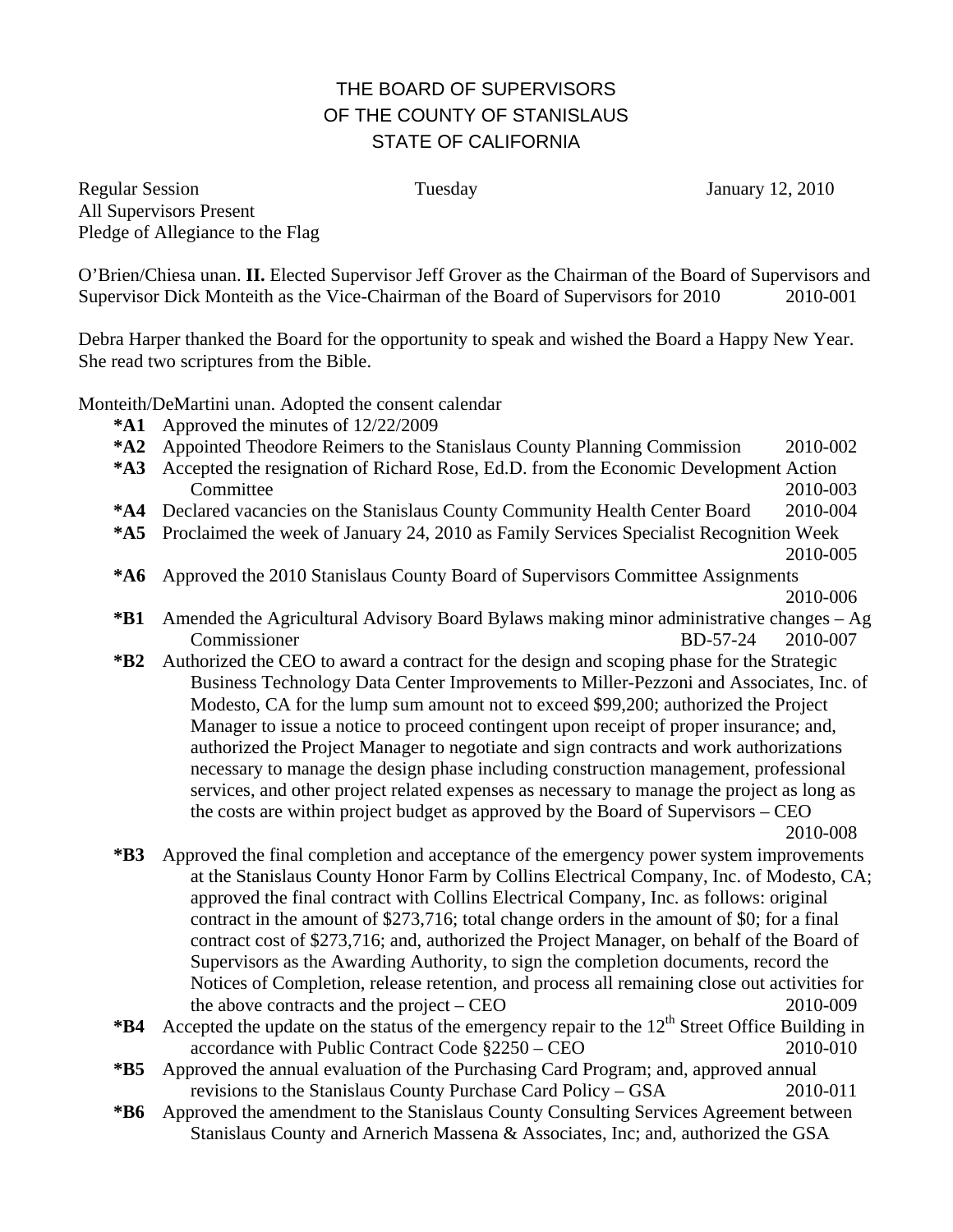# THE BOARD OF SUPERVISORS
# OF THE COUNTY OF STANISLAUS
# STATE OF CALIFORNIA

Regular Session Tuesday January 12, 2010
All Supervisors Present
Pledge of Allegiance to the Flag

O'Brien/Chiesa unan. **II.** Elected Supervisor Jeff Grover as the Chairman of the Board of Supervisors and Supervisor Dick Monteith as the Vice-Chairman of the Board of Supervisors for 2010 2010-001

Debra Harper thanked the Board for the opportunity to speak and wished the Board a Happy New Year. She read two scriptures from the Bible.

Monteith/DeMartini unan. Adopted the consent calendar

- **\*A1** Approved the minutes of 12/22/2009
- **\*A2** Appointed Theodore Reimers to the Stanislaus County Planning Commission 2010-002
- **\*A3** Accepted the resignation of Richard Rose, Ed.D. from the Economic Development Action Committee 2010-003
- **\*A4** Declared vacancies on the Stanislaus County Community Health Center Board 2010-004
- **\*A5** Proclaimed the week of January 24, 2010 as Family Services Specialist Recognition Week 2010-005
- **\*A6** Approved the 2010 Stanislaus County Board of Supervisors Committee Assignments 2010-006
- **\*B1** Amended the Agricultural Advisory Board Bylaws making minor administrative changes – Ag Commissioner BD-57-24 2010-007
- **\*B2** Authorized the CEO to award a contract for the design and scoping phase for the Strategic Business Technology Data Center Improvements to Miller-Pezzoni and Associates, Inc. of Modesto, CA for the lump sum amount not to exceed $99,200; authorized the Project Manager to issue a notice to proceed contingent upon receipt of proper insurance; and, authorized the Project Manager to negotiate and sign contracts and work authorizations necessary to manage the design phase including construction management, professional services, and other project related expenses as necessary to manage the project as long as the costs are within project budget as approved by the Board of Supervisors – CEO 2010-008
- **\*B3** Approved the final completion and acceptance of the emergency power system improvements at the Stanislaus County Honor Farm by Collins Electrical Company, Inc. of Modesto, CA; approved the final contract with Collins Electrical Company, Inc. as follows: original contract in the amount of $273,716; total change orders in the amount of $0; for a final contract cost of $273,716; and, authorized the Project Manager, on behalf of the Board of Supervisors as the Awarding Authority, to sign the completion documents, record the Notices of Completion, release retention, and process all remaining close out activities for the above contracts and the project – CEO 2010-009
- **\*B4** Accepted the update on the status of the emergency repair to the 12th Street Office Building in accordance with Public Contract Code §2250 – CEO 2010-010
- **\*B5** Approved the annual evaluation of the Purchasing Card Program; and, approved annual revisions to the Stanislaus County Purchase Card Policy – GSA 2010-011
- **\*B6** Approved the amendment to the Stanislaus County Consulting Services Agreement between Stanislaus County and Arnerich Massena & Associates, Inc; and, authorized the GSA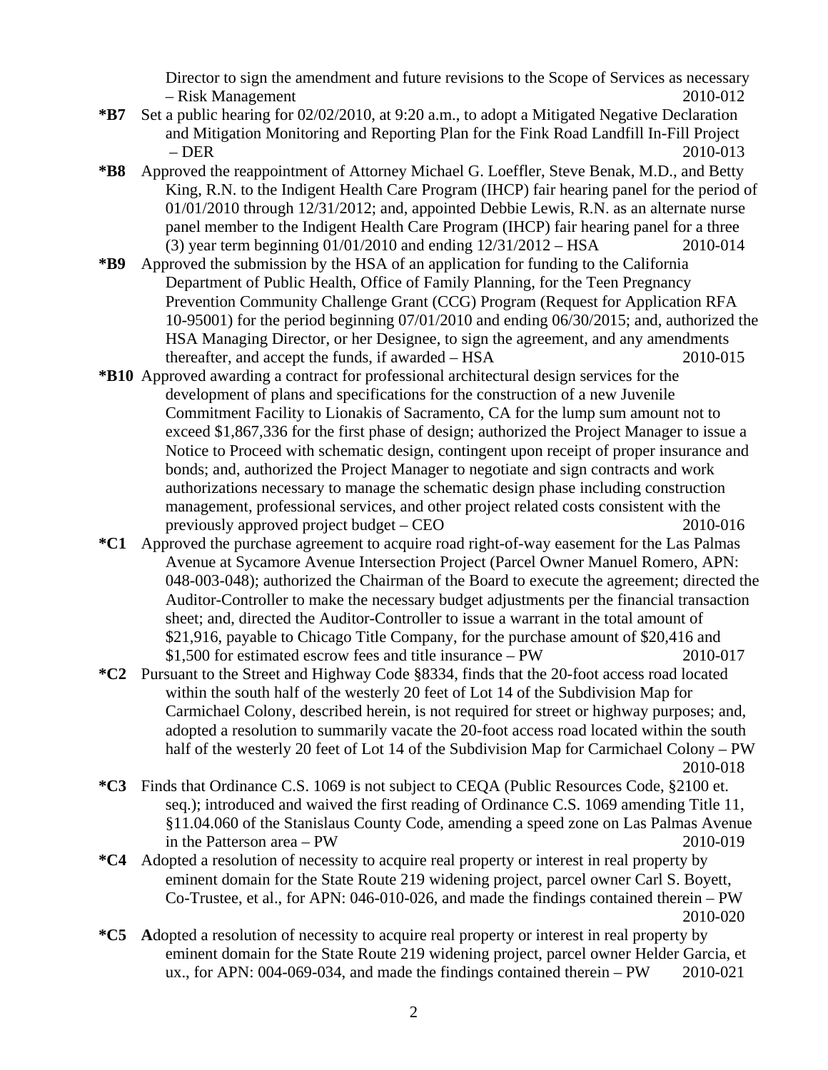Director to sign the amendment and future revisions to the Scope of Services as necessary – Risk Management 2010-012

**\*B7** Set a public hearing for 02/02/2010, at 9:20 a.m., to adopt a Mitigated Negative Declaration and Mitigation Monitoring and Reporting Plan for the Fink Road Landfill In-Fill Project – DER 2010-013

**\*B8** Approved the reappointment of Attorney Michael G. Loeffler, Steve Benak, M.D., and Betty King, R.N. to the Indigent Health Care Program (IHCP) fair hearing panel for the period of 01/01/2010 through 12/31/2012; and, appointed Debbie Lewis, R.N. as an alternate nurse panel member to the Indigent Health Care Program (IHCP) fair hearing panel for a three (3) year term beginning 01/01/2010 and ending 12/31/2012 – HSA 2010-014

**\*B9** Approved the submission by the HSA of an application for funding to the California Department of Public Health, Office of Family Planning, for the Teen Pregnancy Prevention Community Challenge Grant (CCG) Program (Request for Application RFA 10-95001) for the period beginning 07/01/2010 and ending 06/30/2015; and, authorized the HSA Managing Director, or her Designee, to sign the agreement, and any amendments thereafter, and accept the funds, if awarded – HSA 2010-015

**\*B10** Approved awarding a contract for professional architectural design services for the development of plans and specifications for the construction of a new Juvenile Commitment Facility to Lionakis of Sacramento, CA for the lump sum amount not to exceed $1,867,336 for the first phase of design; authorized the Project Manager to issue a Notice to Proceed with schematic design, contingent upon receipt of proper insurance and bonds; and, authorized the Project Manager to negotiate and sign contracts and work authorizations necessary to manage the schematic design phase including construction management, professional services, and other project related costs consistent with the previously approved project budget – CEO 2010-016

**\*C1** Approved the purchase agreement to acquire road right-of-way easement for the Las Palmas Avenue at Sycamore Avenue Intersection Project (Parcel Owner Manuel Romero, APN: 048-003-048); authorized the Chairman of the Board to execute the agreement; directed the Auditor-Controller to make the necessary budget adjustments per the financial transaction sheet; and, directed the Auditor-Controller to issue a warrant in the total amount of $21,916, payable to Chicago Title Company, for the purchase amount of $20,416 and $1,500 for estimated escrow fees and title insurance – PW 2010-017

**\*C2** Pursuant to the Street and Highway Code §8334, finds that the 20-foot access road located within the south half of the westerly 20 feet of Lot 14 of the Subdivision Map for Carmichael Colony, described herein, is not required for street or highway purposes; and, adopted a resolution to summarily vacate the 20-foot access road located within the south half of the westerly 20 feet of Lot 14 of the Subdivision Map for Carmichael Colony – PW 2010-018

**\*C3** Finds that Ordinance C.S. 1069 is not subject to CEQA (Public Resources Code, §2100 et. seq.); introduced and waived the first reading of Ordinance C.S. 1069 amending Title 11, §11.04.060 of the Stanislaus County Code, amending a speed zone on Las Palmas Avenue in the Patterson area – PW 2010-019

**\*C4** Adopted a resolution of necessity to acquire real property or interest in real property by eminent domain for the State Route 219 widening project, parcel owner Carl S. Boyett, Co-Trustee, et al., for APN: 046-010-026, and made the findings contained therein – PW 2010-020

**\*C5** **A**dopted a resolution of necessity to acquire real property or interest in real property by eminent domain for the State Route 219 widening project, parcel owner Helder Garcia, et ux., for APN: 004-069-034, and made the findings contained therein – PW 2010-021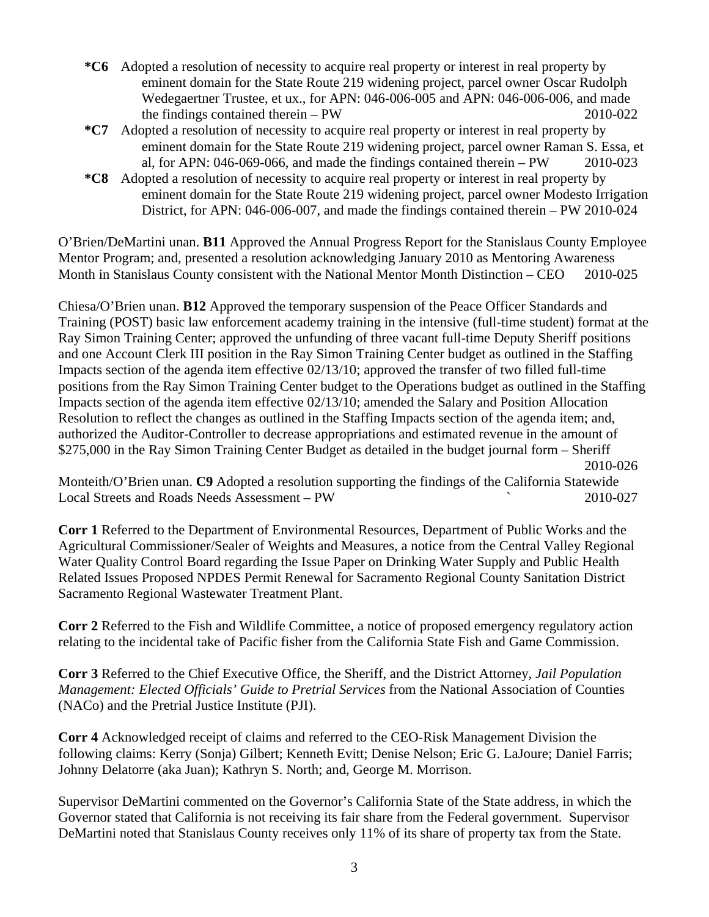**\*C6** Adopted a resolution of necessity to acquire real property or interest in real property by eminent domain for the State Route 219 widening project, parcel owner Oscar Rudolph Wedegaertner Trustee, et ux., for APN: 046-006-005 and APN: 046-006-006, and made the findings contained therein – PW 2010-022

**\*C7** Adopted a resolution of necessity to acquire real property or interest in real property by eminent domain for the State Route 219 widening project, parcel owner Raman S. Essa, et al, for APN: 046-069-066, and made the findings contained therein – PW 2010-023

**\*C8** Adopted a resolution of necessity to acquire real property or interest in real property by eminent domain for the State Route 219 widening project, parcel owner Modesto Irrigation District, for APN: 046-006-007, and made the findings contained therein – PW 2010-024

O'Brien/DeMartini unan. **B11** Approved the Annual Progress Report for the Stanislaus County Employee Mentor Program; and, presented a resolution acknowledging January 2010 as Mentoring Awareness Month in Stanislaus County consistent with the National Mentor Month Distinction – CEO 2010-025

Chiesa/O'Brien unan. **B12** Approved the temporary suspension of the Peace Officer Standards and Training (POST) basic law enforcement academy training in the intensive (full-time student) format at the Ray Simon Training Center; approved the unfunding of three vacant full-time Deputy Sheriff positions and one Account Clerk III position in the Ray Simon Training Center budget as outlined in the Staffing Impacts section of the agenda item effective 02/13/10; approved the transfer of two filled full-time positions from the Ray Simon Training Center budget to the Operations budget as outlined in the Staffing Impacts section of the agenda item effective 02/13/10; amended the Salary and Position Allocation Resolution to reflect the changes as outlined in the Staffing Impacts section of the agenda item; and, authorized the Auditor-Controller to decrease appropriations and estimated revenue in the amount of $275,000 in the Ray Simon Training Center Budget as detailed in the budget journal form – Sheriff 2010-026

Monteith/O'Brien unan. **C9** Adopted a resolution supporting the findings of the California Statewide Local Streets and Roads Needs Assessment – PW ` 2010-027

**Corr 1** Referred to the Department of Environmental Resources, Department of Public Works and the Agricultural Commissioner/Sealer of Weights and Measures, a notice from the Central Valley Regional Water Quality Control Board regarding the Issue Paper on Drinking Water Supply and Public Health Related Issues Proposed NPDES Permit Renewal for Sacramento Regional County Sanitation District Sacramento Regional Wastewater Treatment Plant.

**Corr 2** Referred to the Fish and Wildlife Committee, a notice of proposed emergency regulatory action relating to the incidental take of Pacific fisher from the California State Fish and Game Commission.

**Corr 3** Referred to the Chief Executive Office, the Sheriff, and the District Attorney, *Jail Population Management: Elected Officials' Guide to Pretrial Services* from the National Association of Counties (NACo) and the Pretrial Justice Institute (PJI).

**Corr 4** Acknowledged receipt of claims and referred to the CEO-Risk Management Division the following claims: Kerry (Sonja) Gilbert; Kenneth Evitt; Denise Nelson; Eric G. LaJoure; Daniel Farris; Johnny Delatorre (aka Juan); Kathryn S. North; and, George M. Morrison.

Supervisor DeMartini commented on the Governor's California State of the State address, in which the Governor stated that California is not receiving its fair share from the Federal government. Supervisor DeMartini noted that Stanislaus County receives only 11% of its share of property tax from the State.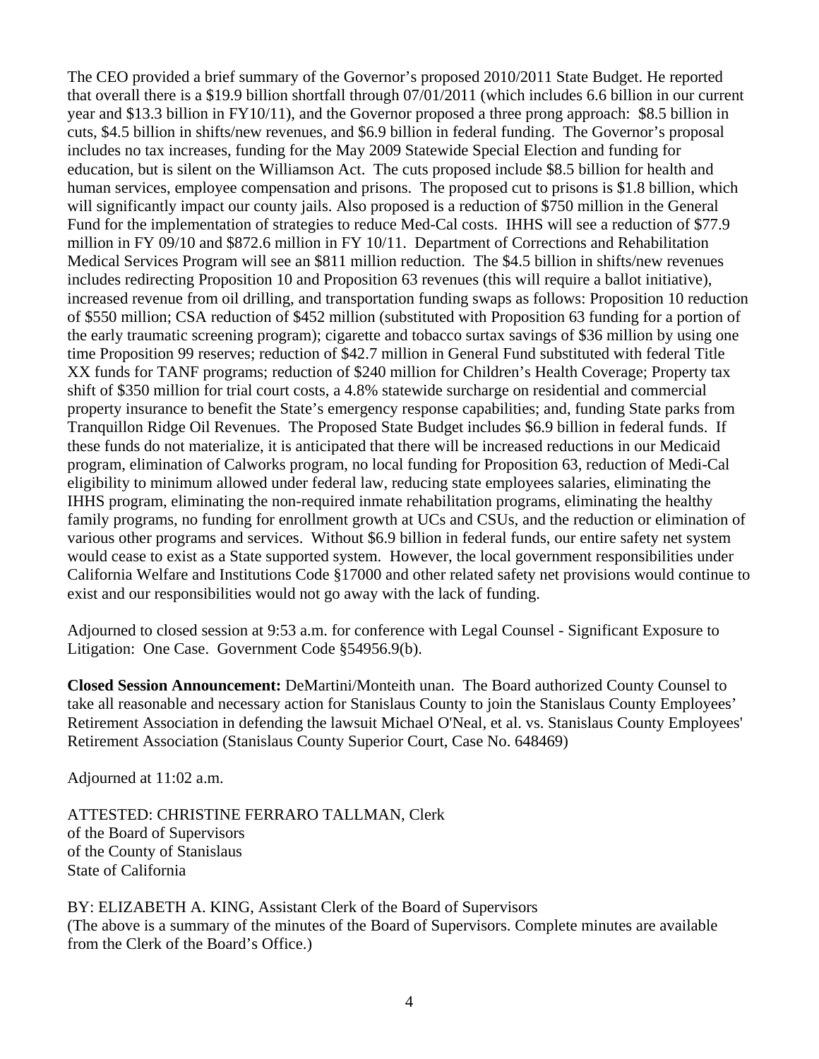The CEO provided a brief summary of the Governor's proposed 2010/2011 State Budget. He reported that overall there is a $19.9 billion shortfall through 07/01/2011 (which includes 6.6 billion in our current year and $13.3 billion in FY10/11), and the Governor proposed a three prong approach: $8.5 billion in cuts, $4.5 billion in shifts/new revenues, and $6.9 billion in federal funding. The Governor's proposal includes no tax increases, funding for the May 2009 Statewide Special Election and funding for education, but is silent on the Williamson Act. The cuts proposed include $8.5 billion for health and human services, employee compensation and prisons. The proposed cut to prisons is $1.8 billion, which will significantly impact our county jails. Also proposed is a reduction of $750 million in the General Fund for the implementation of strategies to reduce Med-Cal costs. IHHS will see a reduction of $77.9 million in FY 09/10 and $872.6 million in FY 10/11. Department of Corrections and Rehabilitation Medical Services Program will see an $811 million reduction. The $4.5 billion in shifts/new revenues includes redirecting Proposition 10 and Proposition 63 revenues (this will require a ballot initiative), increased revenue from oil drilling, and transportation funding swaps as follows: Proposition 10 reduction of $550 million; CSA reduction of $452 million (substituted with Proposition 63 funding for a portion of the early traumatic screening program); cigarette and tobacco surtax savings of $36 million by using one time Proposition 99 reserves; reduction of $42.7 million in General Fund substituted with federal Title XX funds for TANF programs; reduction of $240 million for Children's Health Coverage; Property tax shift of $350 million for trial court costs, a 4.8% statewide surcharge on residential and commercial property insurance to benefit the State's emergency response capabilities; and, funding State parks from Tranquillon Ridge Oil Revenues. The Proposed State Budget includes $6.9 billion in federal funds. If these funds do not materialize, it is anticipated that there will be increased reductions in our Medicaid program, elimination of Calworks program, no local funding for Proposition 63, reduction of Medi-Cal eligibility to minimum allowed under federal law, reducing state employees salaries, eliminating the IHHS program, eliminating the non-required inmate rehabilitation programs, eliminating the healthy family programs, no funding for enrollment growth at UCs and CSUs, and the reduction or elimination of various other programs and services. Without $6.9 billion in federal funds, our entire safety net system would cease to exist as a State supported system. However, the local government responsibilities under California Welfare and Institutions Code §17000 and other related safety net provisions would continue to exist and our responsibilities would not go away with the lack of funding.

Adjourned to closed session at 9:53 a.m. for conference with Legal Counsel - Significant Exposure to Litigation: One Case. Government Code §54956.9(b).

**Closed Session Announcement:** DeMartini/Monteith unan. The Board authorized County Counsel to take all reasonable and necessary action for Stanislaus County to join the Stanislaus County Employees' Retirement Association in defending the lawsuit Michael O'Neal, et al. vs. Stanislaus County Employees' Retirement Association (Stanislaus County Superior Court, Case No. 648469)

Adjourned at 11:02 a.m.

ATTESTED: CHRISTINE FERRARO TALLMAN, Clerk
of the Board of Supervisors
of the County of Stanislaus
State of California

BY: ELIZABETH A. KING, Assistant Clerk of the Board of Supervisors
(The above is a summary of the minutes of the Board of Supervisors. Complete minutes are available from the Clerk of the Board's Office.)